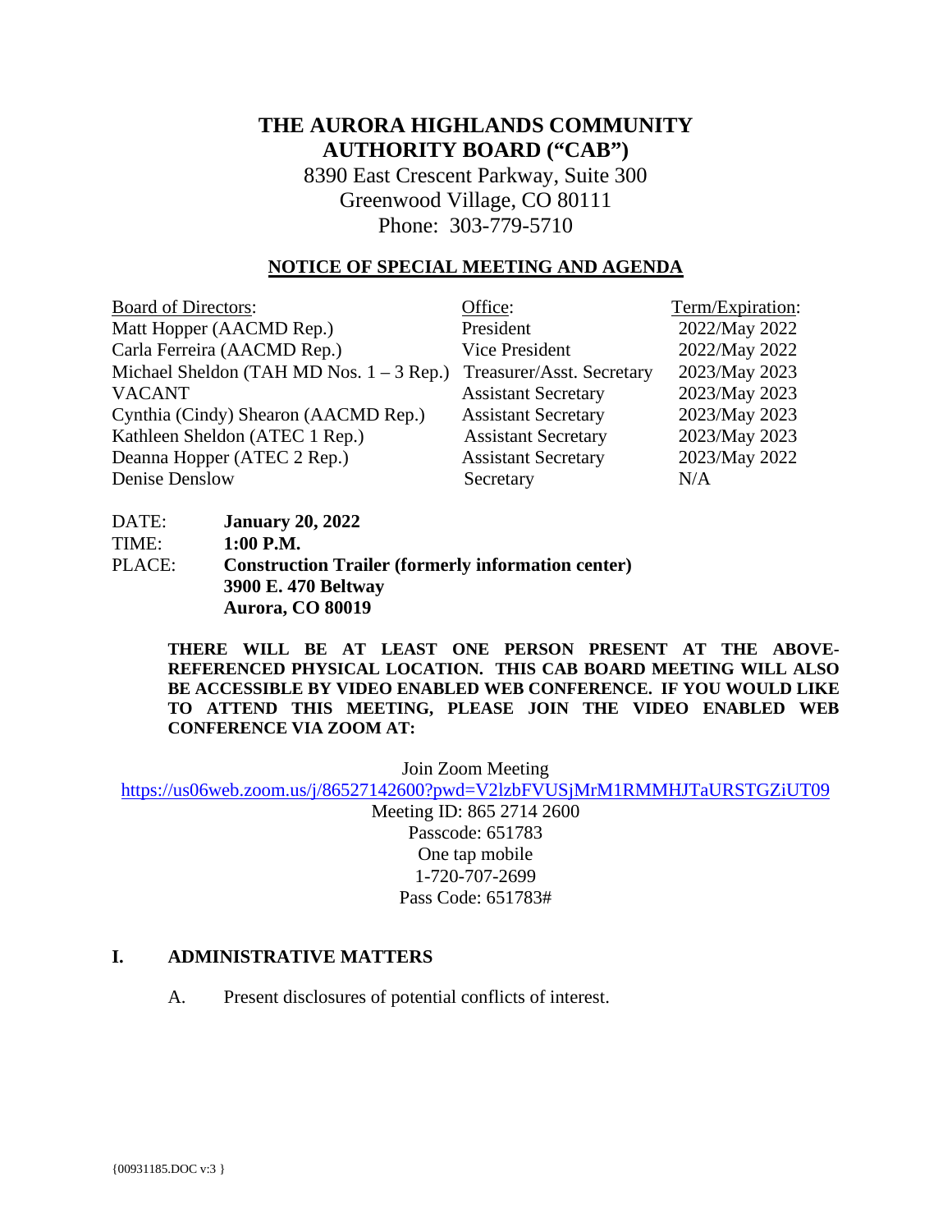# THE AURORA HIGHLANDS COMMUNITY AUTHORITY BOARD ("CAB")

8390 East Crescent Parkway, Suite 300
Greenwood Village, CO 80111
Phone: 303-779-5710

## NOTICE OF SPECIAL MEETING AND AGENDA

| Board of Directors: | Office: | Term/Expiration: |
|---|---|---|
| Matt Hopper (AACMD Rep.) | President | 2022/May 2022 |
| Carla Ferreira (AACMD Rep.) | Vice President | 2022/May 2022 |
| Michael Sheldon (TAH MD Nos. 1 – 3 Rep.) | Treasurer/Asst. Secretary | 2023/May 2023 |
| VACANT | Assistant Secretary | 2023/May 2023 |
| Cynthia (Cindy) Shearon (AACMD Rep.) | Assistant Secretary | 2023/May 2023 |
| Kathleen Sheldon (ATEC 1 Rep.) | Assistant Secretary | 2023/May 2023 |
| Deanna Hopper (ATEC 2 Rep.) | Assistant Secretary | 2023/May 2022 |
| Denise Denslow | Secretary | N/A |

DATE: **January 20, 2022**
TIME: **1:00 P.M.**
PLACE: **Construction Trailer (formerly information center)**
**3900 E. 470 Beltway**
**Aurora, CO 80019**

**THERE WILL BE AT LEAST ONE PERSON PRESENT AT THE ABOVE-REFERENCED PHYSICAL LOCATION. THIS CAB BOARD MEETING WILL ALSO BE ACCESSIBLE BY VIDEO ENABLED WEB CONFERENCE. IF YOU WOULD LIKE TO ATTEND THIS MEETING, PLEASE JOIN THE VIDEO ENABLED WEB CONFERENCE VIA ZOOM AT:**

Join Zoom Meeting
https://us06web.zoom.us/j/86527142600?pwd=V2lzbFVUSjMrM1RMMHJTaURSTGZiUT09
Meeting ID: 865 2714 2600
Passcode: 651783
One tap mobile
1-720-707-2699
Pass Code: 651783#

## I. ADMINISTRATIVE MATTERS

A. Present disclosures of potential conflicts of interest.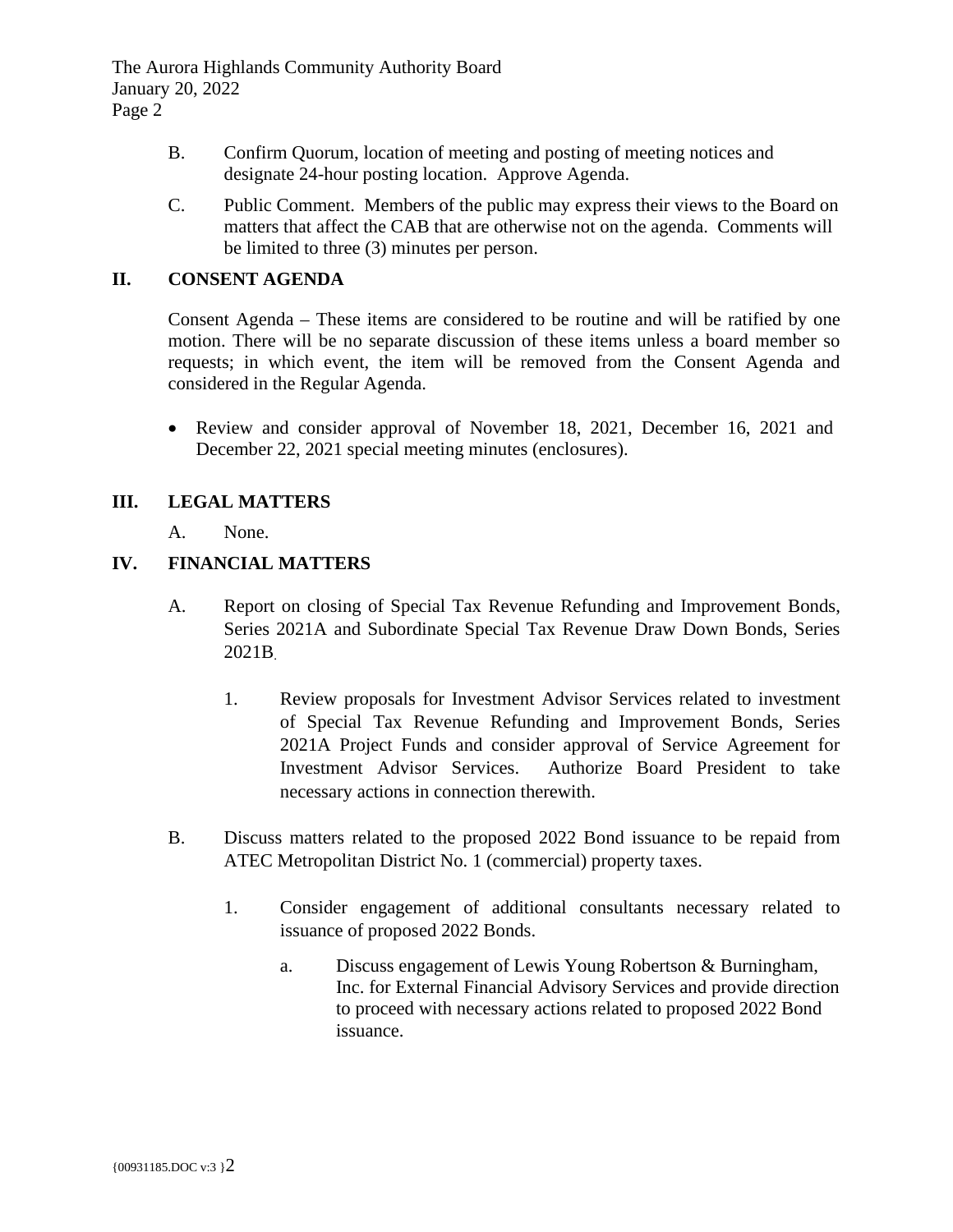B. Confirm Quorum, location of meeting and posting of meeting notices and designate 24-hour posting location. Approve Agenda.

C. Public Comment. Members of the public may express their views to the Board on matters that affect the CAB that are otherwise not on the agenda. Comments will be limited to three (3) minutes per person.

## II. CONSENT AGENDA

Consent Agenda – These items are considered to be routine and will be ratified by one motion. There will be no separate discussion of these items unless a board member so requests; in which event, the item will be removed from the Consent Agenda and considered in the Regular Agenda.

- Review and consider approval of November 18, 2021, December 16, 2021 and December 22, 2021 special meeting minutes (enclosures).

## III. LEGAL MATTERS

A. None.

## IV. FINANCIAL MATTERS

A. Report on closing of Special Tax Revenue Refunding and Improvement Bonds, Series 2021A and Subordinate Special Tax Revenue Draw Down Bonds, Series 2021B.

1. Review proposals for Investment Advisor Services related to investment of Special Tax Revenue Refunding and Improvement Bonds, Series 2021A Project Funds and consider approval of Service Agreement for Investment Advisor Services. Authorize Board President to take necessary actions in connection therewith.

B. Discuss matters related to the proposed 2022 Bond issuance to be repaid from ATEC Metropolitan District No. 1 (commercial) property taxes.

1. Consider engagement of additional consultants necessary related to issuance of proposed 2022 Bonds.

a. Discuss engagement of Lewis Young Robertson & Burningham, Inc. for External Financial Advisory Services and provide direction to proceed with necessary actions related to proposed 2022 Bond issuance.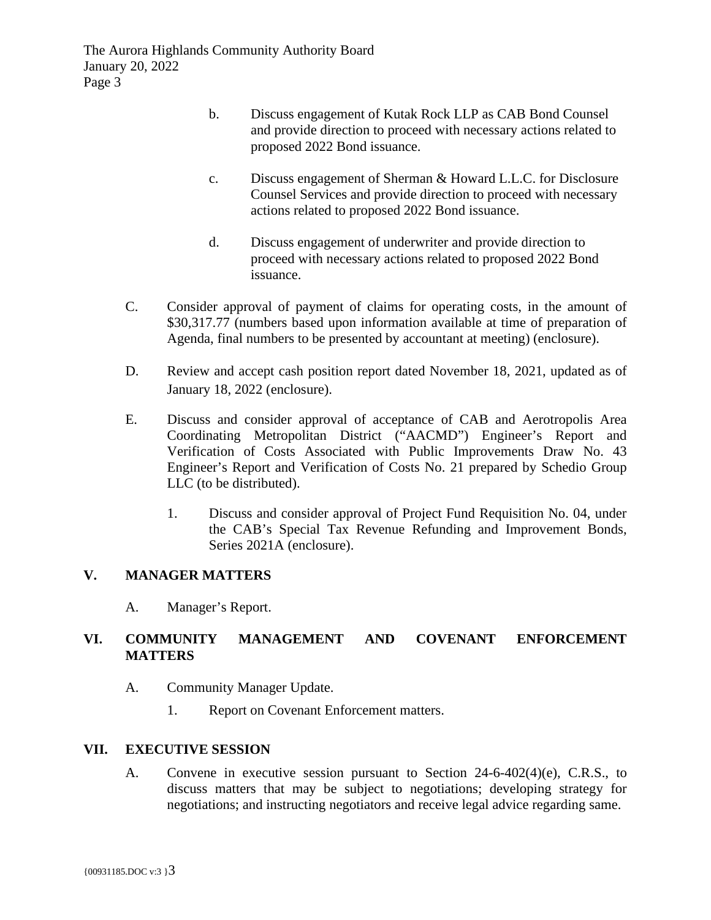b. Discuss engagement of Kutak Rock LLP as CAB Bond Counsel and provide direction to proceed with necessary actions related to proposed 2022 Bond issuance.

c. Discuss engagement of Sherman & Howard L.L.C. for Disclosure Counsel Services and provide direction to proceed with necessary actions related to proposed 2022 Bond issuance.

d. Discuss engagement of underwriter and provide direction to proceed with necessary actions related to proposed 2022 Bond issuance.

C. Consider approval of payment of claims for operating costs, in the amount of $30,317.77 (numbers based upon information available at time of preparation of Agenda, final numbers to be presented by accountant at meeting) (enclosure).

D. Review and accept cash position report dated November 18, 2021, updated as of January 18, 2022 (enclosure).

E. Discuss and consider approval of acceptance of CAB and Aerotropolis Area Coordinating Metropolitan District ("AACMD") Engineer's Report and Verification of Costs Associated with Public Improvements Draw No. 43 Engineer's Report and Verification of Costs No. 21 prepared by Schedio Group LLC (to be distributed).

1. Discuss and consider approval of Project Fund Requisition No. 04, under the CAB's Special Tax Revenue Refunding and Improvement Bonds, Series 2021A (enclosure).

## V. MANAGER MATTERS

A. Manager's Report.

## VI. COMMUNITY MANAGEMENT AND COVENANT ENFORCEMENT MATTERS

A. Community Manager Update.

1. Report on Covenant Enforcement matters.

## VII. EXECUTIVE SESSION

A. Convene in executive session pursuant to Section 24-6-402(4)(e), C.R.S., to discuss matters that may be subject to negotiations; developing strategy for negotiations; and instructing negotiators and receive legal advice regarding same.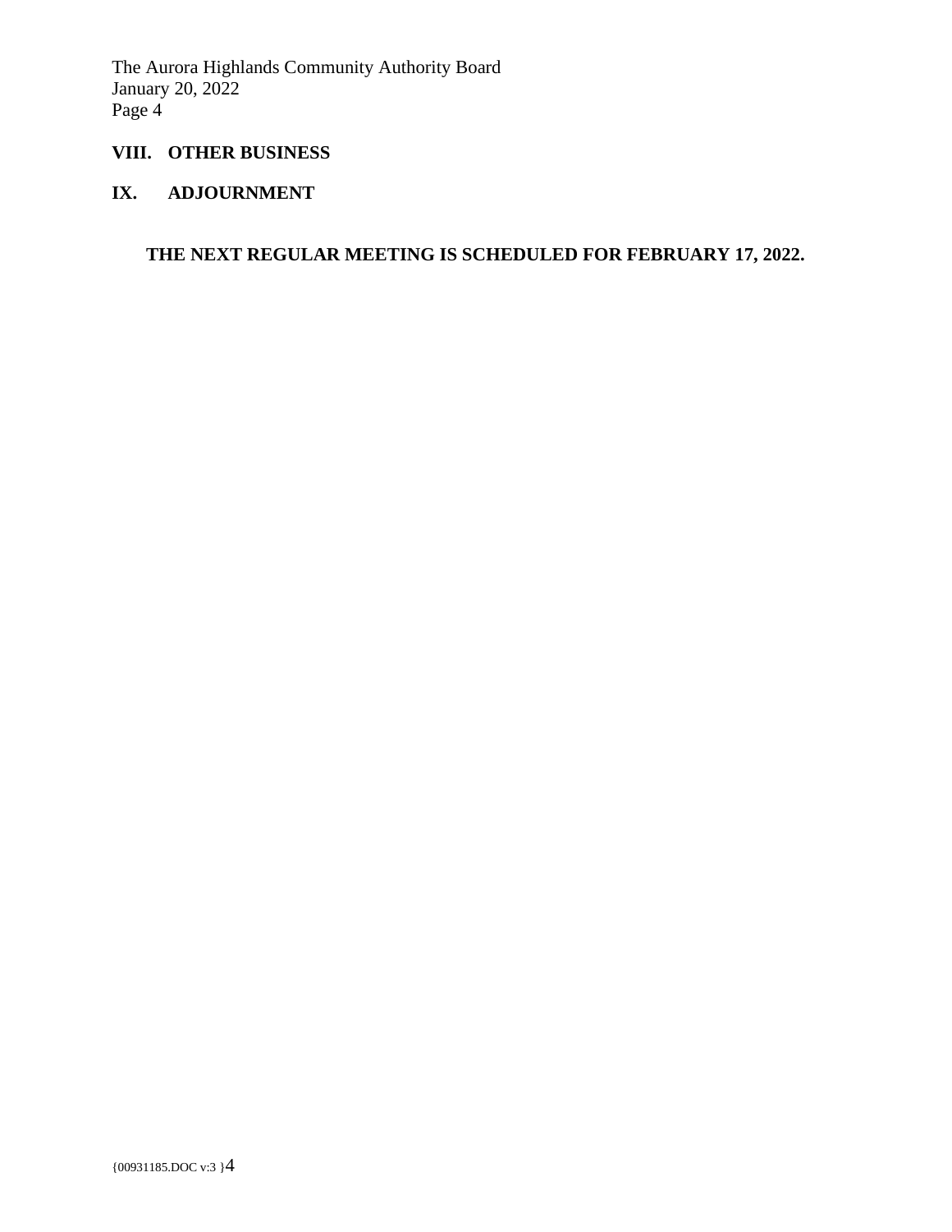## VIII. OTHER BUSINESS

## IX. ADJOURNMENT

**THE NEXT REGULAR MEETING IS SCHEDULED FOR FEBRUARY 17, 2022.**